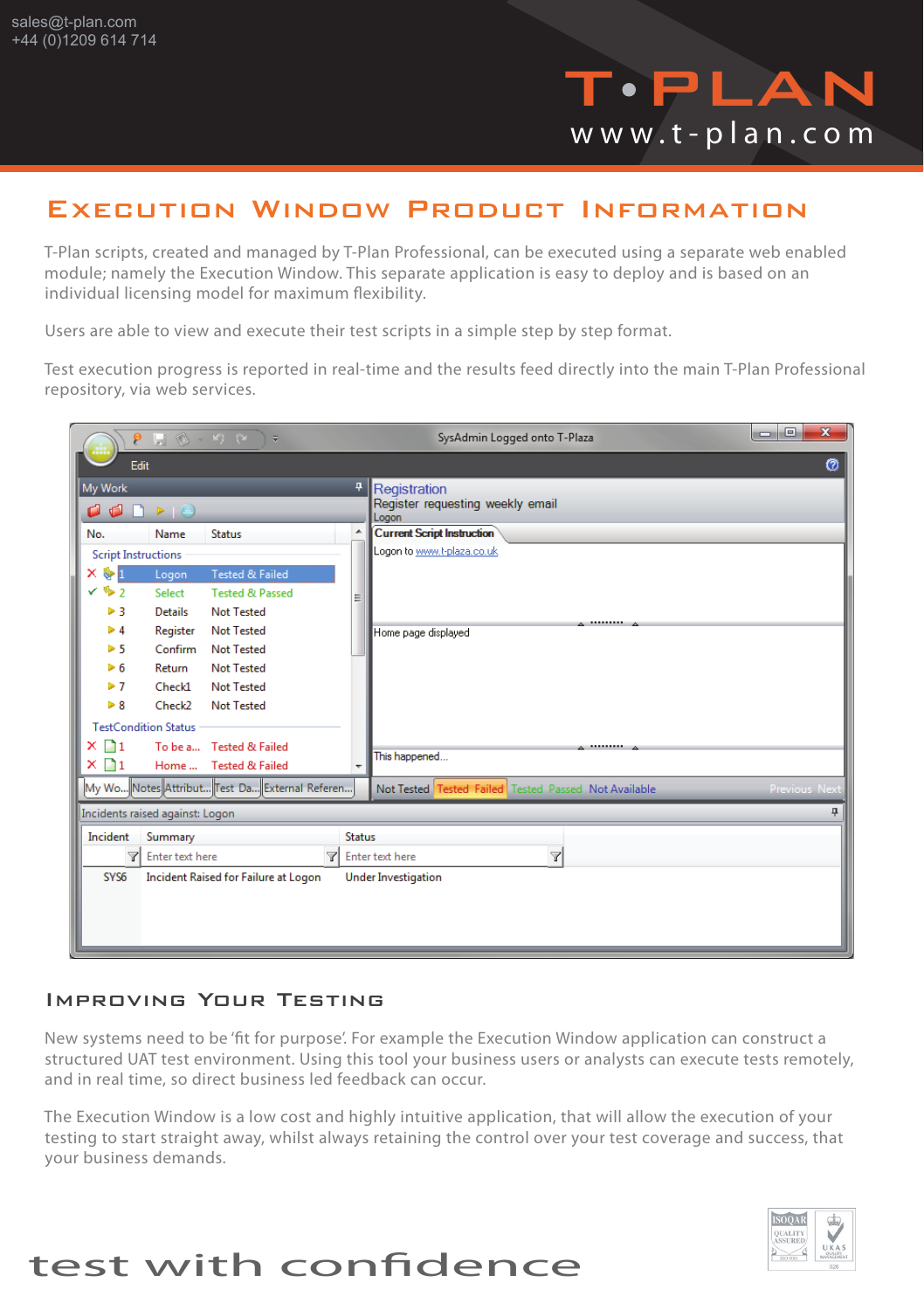sales@t-plan.com
+44 (0)1209 614 714

T•PLAN
www.t-plan.com

# Execution Window Product Information

T-Plan scripts, created and managed by T-Plan Professional, can be executed using a separate web enabled module; namely the Execution Window. This separate application is easy to deploy and is based on an individual licensing model for maximum flexibility.

Users are able to view and execute their test scripts in a simple step by step format.

Test execution progress is reported in real-time and the results feed directly into the main T-Plan Professional repository, via web services.

## Improving Your Testing

New systems need to be 'fit for purpose'. For example the Execution Window application can construct a structured UAT test environment. Using this tool your business users or analysts can execute tests remotely, and in real time, so direct business led feedback can occur.

The Execution Window is a low cost and highly intuitive application, that will allow the execution of your testing to start straight away, whilst always retaining the control over your test coverage and success, that your business demands.

test with confidence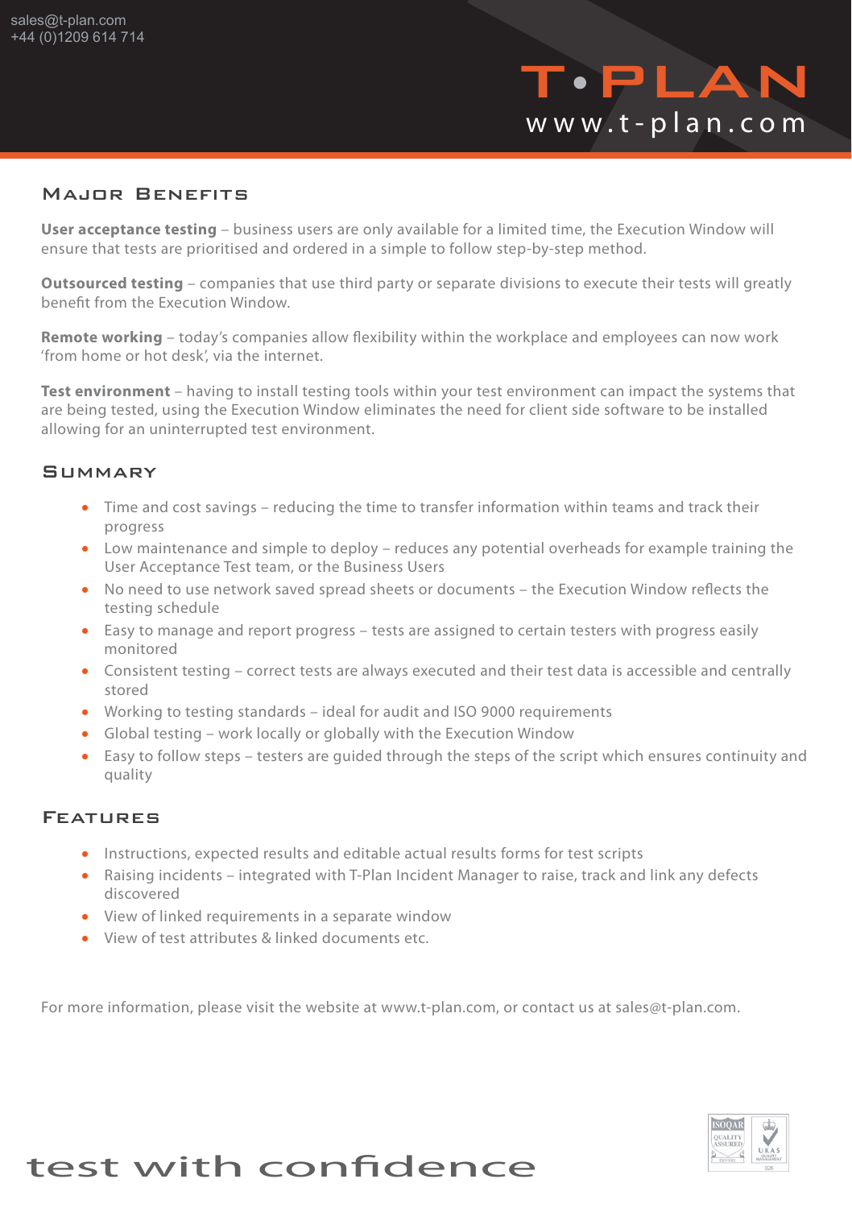## Major Benefits

**User acceptance testing** – business users are only available for a limited time, the Execution Window will ensure that tests are prioritised and ordered in a simple to follow step-by-step method.

**Outsourced testing** – companies that use third party or separate divisions to execute their tests will greatly benefit from the Execution Window.

**Remote working** – today's companies allow flexibility within the workplace and employees can now work 'from home or hot desk', via the internet.

**Test environment** – having to install testing tools within your test environment can impact the systems that are being tested, using the Execution Window eliminates the need for client side software to be installed allowing for an uninterrupted test environment.

## Summary

- Time and cost savings – reducing the time to transfer information within teams and track their progress
- Low maintenance and simple to deploy – reduces any potential overheads for example training the User Acceptance Test team, or the Business Users
- No need to use network saved spread sheets or documents – the Execution Window reflects the testing schedule
- Easy to manage and report progress – tests are assigned to certain testers with progress easily monitored
- Consistent testing – correct tests are always executed and their test data is accessible and centrally stored
- Working to testing standards – ideal for audit and ISO 9000 requirements
- Global testing – work locally or globally with the Execution Window
- Easy to follow steps – testers are guided through the steps of the script which ensures continuity and quality

## Features

- Instructions, expected results and editable actual results forms for test scripts
- Raising incidents – integrated with T-Plan Incident Manager to raise, track and link any defects discovered
- View of linked requirements in a separate window
- View of test attributes & linked documents etc.

For more information, please visit the website at www.t-plan.com, or contact us at sales@t-plan.com.

test with confidence